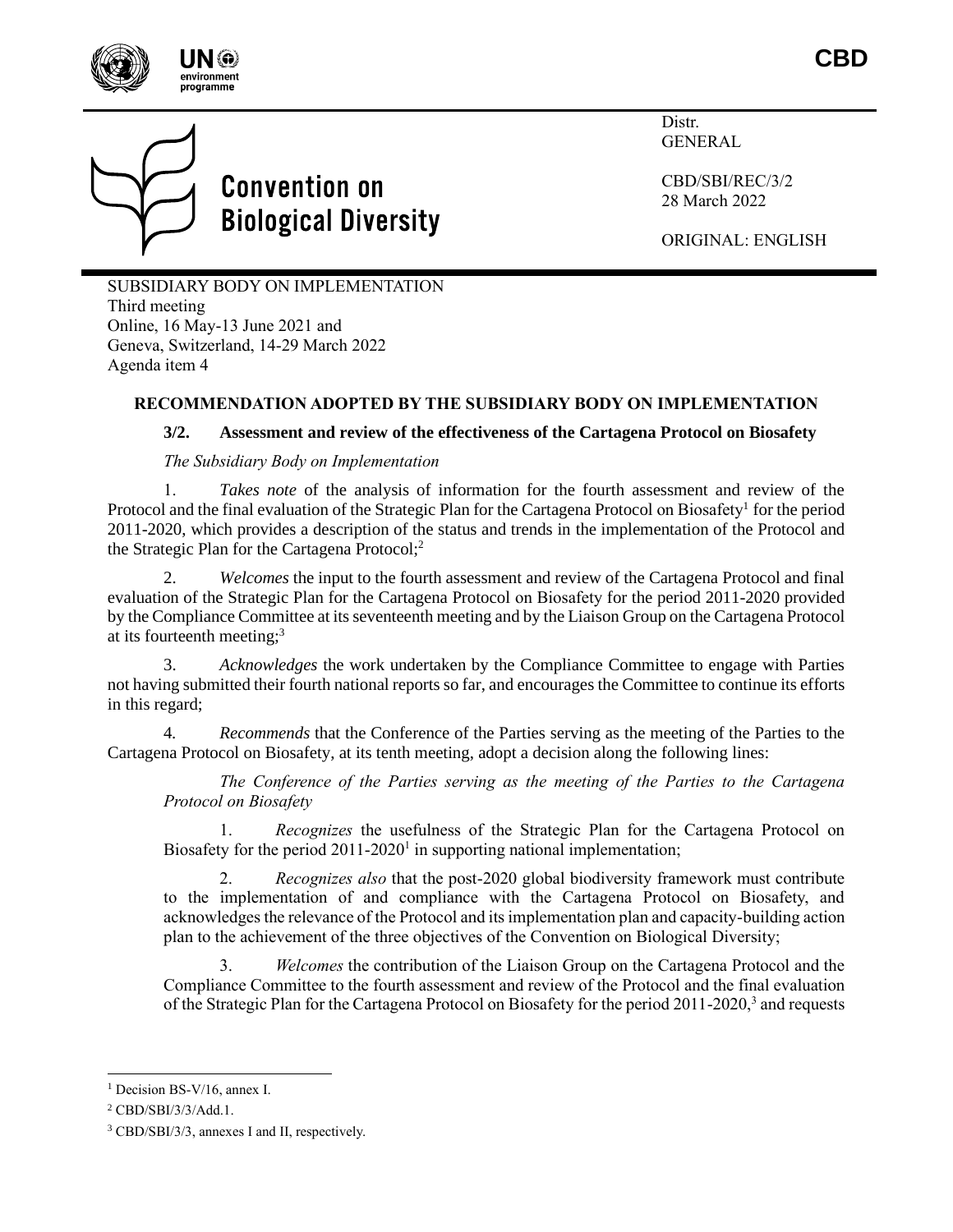CBD

Distr.
GENERAL

CBD/SBI/REC/3/2
28 March 2022

ORIGINAL: ENGLISH

Convention on Biological Diversity

SUBSIDIARY BODY ON IMPLEMENTATION
Third meeting
Online, 16 May-13 June 2021 and
Geneva, Switzerland, 14-29 March 2022
Agenda item 4

## RECOMMENDATION ADOPTED BY THE SUBSIDIARY BODY ON IMPLEMENTATION

### 3/2. Assessment and review of the effectiveness of the Cartagena Protocol on Biosafety

*The Subsidiary Body on Implementation*

1. *Takes note* of the analysis of information for the fourth assessment and review of the Protocol and the final evaluation of the Strategic Plan for the Cartagena Protocol on Biosafety[1] for the period 2011-2020, which provides a description of the status and trends in the implementation of the Protocol and the Strategic Plan for the Cartagena Protocol;[2]

2. *Welcomes* the input to the fourth assessment and review of the Cartagena Protocol and final evaluation of the Strategic Plan for the Cartagena Protocol on Biosafety for the period 2011-2020 provided by the Compliance Committee at its seventeenth meeting and by the Liaison Group on the Cartagena Protocol at its fourteenth meeting;[3]

3. *Acknowledges* the work undertaken by the Compliance Committee to engage with Parties not having submitted their fourth national reports so far, and encourages the Committee to continue its efforts in this regard;

4. *Recommends* that the Conference of the Parties serving as the meeting of the Parties to the Cartagena Protocol on Biosafety, at its tenth meeting, adopt a decision along the following lines:

*The Conference of the Parties serving as the meeting of the Parties to the Cartagena Protocol on Biosafety*

1. *Recognizes* the usefulness of the Strategic Plan for the Cartagena Protocol on Biosafety for the period 2011-2020[1] in supporting national implementation;

2. *Recognizes also* that the post-2020 global biodiversity framework must contribute to the implementation of and compliance with the Cartagena Protocol on Biosafety, and acknowledges the relevance of the Protocol and its implementation plan and capacity-building action plan to the achievement of the three objectives of the Convention on Biological Diversity;

3. *Welcomes* the contribution of the Liaison Group on the Cartagena Protocol and the Compliance Committee to the fourth assessment and review of the Protocol and the final evaluation of the Strategic Plan for the Cartagena Protocol on Biosafety for the period 2011-2020,[3] and requests

---

[1] Decision BS-V/16, annex I.

[2] CBD/SBI/3/3/Add.1.

[3] CBD/SBI/3/3, annexes I and II, respectively.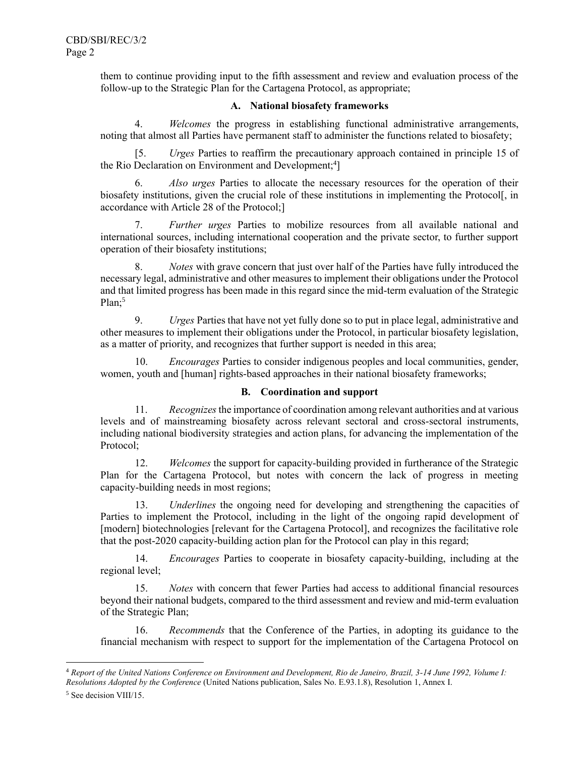them to continue providing input to the fifth assessment and review and evaluation process of the follow-up to the Strategic Plan for the Cartagena Protocol, as appropriate;

### A. National biosafety frameworks

4. *Welcomes* the progress in establishing functional administrative arrangements, noting that almost all Parties have permanent staff to administer the functions related to biosafety;

[5. *Urges* Parties to reaffirm the precautionary approach contained in principle 15 of the Rio Declaration on Environment and Development;[4]]

6. *Also urges* Parties to allocate the necessary resources for the operation of their biosafety institutions, given the crucial role of these institutions in implementing the Protocol[, in accordance with Article 28 of the Protocol;]

7. *Further urges* Parties to mobilize resources from all available national and international sources, including international cooperation and the private sector, to further support operation of their biosafety institutions;

8. *Notes* with grave concern that just over half of the Parties have fully introduced the necessary legal, administrative and other measures to implement their obligations under the Protocol and that limited progress has been made in this regard since the mid-term evaluation of the Strategic Plan;[5]

9. *Urges* Parties that have not yet fully done so to put in place legal, administrative and other measures to implement their obligations under the Protocol, in particular biosafety legislation, as a matter of priority, and recognizes that further support is needed in this area;

10. *Encourages* Parties to consider indigenous peoples and local communities, gender, women, youth and [human] rights-based approaches in their national biosafety frameworks;

### B. Coordination and support

11. *Recognizes* the importance of coordination among relevant authorities and at various levels and of mainstreaming biosafety across relevant sectoral and cross-sectoral instruments, including national biodiversity strategies and action plans, for advancing the implementation of the Protocol;

12. *Welcomes* the support for capacity-building provided in furtherance of the Strategic Plan for the Cartagena Protocol, but notes with concern the lack of progress in meeting capacity-building needs in most regions;

13. *Underlines* the ongoing need for developing and strengthening the capacities of Parties to implement the Protocol, including in the light of the ongoing rapid development of [modern] biotechnologies [relevant for the Cartagena Protocol], and recognizes the facilitative role that the post-2020 capacity-building action plan for the Protocol can play in this regard;

14. *Encourages* Parties to cooperate in biosafety capacity-building, including at the regional level;

15. *Notes* with concern that fewer Parties had access to additional financial resources beyond their national budgets, compared to the third assessment and review and mid-term evaluation of the Strategic Plan;

16. *Recommends* that the Conference of the Parties, in adopting its guidance to the financial mechanism with respect to support for the implementation of the Cartagena Protocol on

---

[4] *Report of the United Nations Conference on Environment and Development, Rio de Janeiro, Brazil, 3-14 June 1992, Volume I: Resolutions Adopted by the Conference* (United Nations publication, Sales No. E.93.1.8), Resolution 1, Annex I.

[5] See decision VIII/15.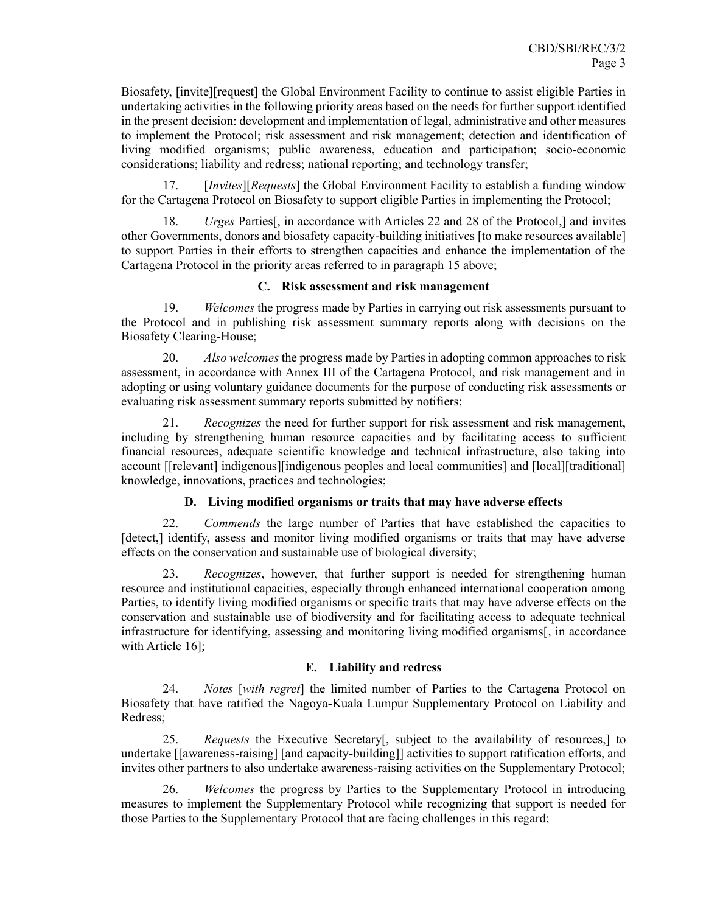Biosafety, [invite][request] the Global Environment Facility to continue to assist eligible Parties in undertaking activities in the following priority areas based on the needs for further support identified in the present decision: development and implementation of legal, administrative and other measures to implement the Protocol; risk assessment and risk management; detection and identification of living modified organisms; public awareness, education and participation; socio-economic considerations; liability and redress; national reporting; and technology transfer;

17. [*Invites*][*Requests*] the Global Environment Facility to establish a funding window for the Cartagena Protocol on Biosafety to support eligible Parties in implementing the Protocol;

18. *Urges* Parties[, in accordance with Articles 22 and 28 of the Protocol,] and invites other Governments, donors and biosafety capacity-building initiatives [to make resources available] to support Parties in their efforts to strengthen capacities and enhance the implementation of the Cartagena Protocol in the priority areas referred to in paragraph 15 above;

### C. Risk assessment and risk management

19. *Welcomes* the progress made by Parties in carrying out risk assessments pursuant to the Protocol and in publishing risk assessment summary reports along with decisions on the Biosafety Clearing-House;

20. *Also welcomes* the progress made by Parties in adopting common approaches to risk assessment, in accordance with Annex III of the Cartagena Protocol, and risk management and in adopting or using voluntary guidance documents for the purpose of conducting risk assessments or evaluating risk assessment summary reports submitted by notifiers;

21. *Recognizes* the need for further support for risk assessment and risk management, including by strengthening human resource capacities and by facilitating access to sufficient financial resources, adequate scientific knowledge and technical infrastructure, also taking into account [[relevant] indigenous][indigenous peoples and local communities] and [local][traditional] knowledge, innovations, practices and technologies;

### D. Living modified organisms or traits that may have adverse effects

22. *Commends* the large number of Parties that have established the capacities to [detect,] identify, assess and monitor living modified organisms or traits that may have adverse effects on the conservation and sustainable use of biological diversity;

23. *Recognizes*, however, that further support is needed for strengthening human resource and institutional capacities, especially through enhanced international cooperation among Parties, to identify living modified organisms or specific traits that may have adverse effects on the conservation and sustainable use of biodiversity and for facilitating access to adequate technical infrastructure for identifying, assessing and monitoring living modified organisms[, in accordance with Article 16];

### E. Liability and redress

24. *Notes* [*with regret*] the limited number of Parties to the Cartagena Protocol on Biosafety that have ratified the Nagoya-Kuala Lumpur Supplementary Protocol on Liability and Redress;

25. *Requests* the Executive Secretary[, subject to the availability of resources,] to undertake [[awareness-raising] [and capacity-building]] activities to support ratification efforts, and invites other partners to also undertake awareness-raising activities on the Supplementary Protocol;

26. *Welcomes* the progress by Parties to the Supplementary Protocol in introducing measures to implement the Supplementary Protocol while recognizing that support is needed for those Parties to the Supplementary Protocol that are facing challenges in this regard;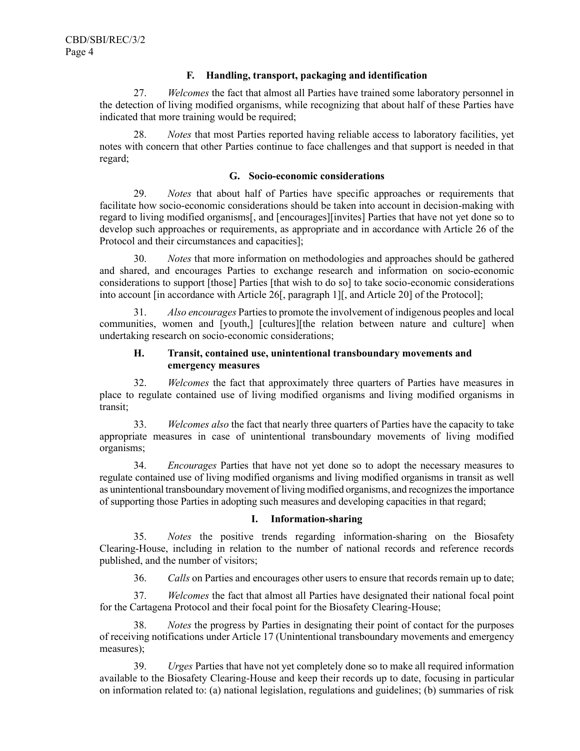### F. Handling, transport, packaging and identification

27. *Welcomes* the fact that almost all Parties have trained some laboratory personnel in the detection of living modified organisms, while recognizing that about half of these Parties have indicated that more training would be required;

28. *Notes* that most Parties reported having reliable access to laboratory facilities, yet notes with concern that other Parties continue to face challenges and that support is needed in that regard;

### G. Socio-economic considerations

29. *Notes* that about half of Parties have specific approaches or requirements that facilitate how socio-economic considerations should be taken into account in decision-making with regard to living modified organisms[, and [encourages][invites] Parties that have not yet done so to develop such approaches or requirements, as appropriate and in accordance with Article 26 of the Protocol and their circumstances and capacities];

30. *Notes* that more information on methodologies and approaches should be gathered and shared, and encourages Parties to exchange research and information on socio-economic considerations to support [those] Parties [that wish to do so] to take socio-economic considerations into account [in accordance with Article 26[, paragraph 1][, and Article 20] of the Protocol];

31. *Also encourages* Parties to promote the involvement of indigenous peoples and local communities, women and [youth,] [cultures][the relation between nature and culture] when undertaking research on socio-economic considerations;

### H. Transit, contained use, unintentional transboundary movements and emergency measures

32. *Welcomes* the fact that approximately three quarters of Parties have measures in place to regulate contained use of living modified organisms and living modified organisms in transit;

33. *Welcomes also* the fact that nearly three quarters of Parties have the capacity to take appropriate measures in case of unintentional transboundary movements of living modified organisms;

34. *Encourages* Parties that have not yet done so to adopt the necessary measures to regulate contained use of living modified organisms and living modified organisms in transit as well as unintentional transboundary movement of living modified organisms, and recognizes the importance of supporting those Parties in adopting such measures and developing capacities in that regard;

### I. Information-sharing

35. *Notes* the positive trends regarding information-sharing on the Biosafety Clearing-House, including in relation to the number of national records and reference records published, and the number of visitors;

36. *Calls* on Parties and encourages other users to ensure that records remain up to date;

37. *Welcomes* the fact that almost all Parties have designated their national focal point for the Cartagena Protocol and their focal point for the Biosafety Clearing-House;

38. *Notes* the progress by Parties in designating their point of contact for the purposes of receiving notifications under Article 17 (Unintentional transboundary movements and emergency measures);

39. *Urges* Parties that have not yet completely done so to make all required information available to the Biosafety Clearing-House and keep their records up to date, focusing in particular on information related to: (a) national legislation, regulations and guidelines; (b) summaries of risk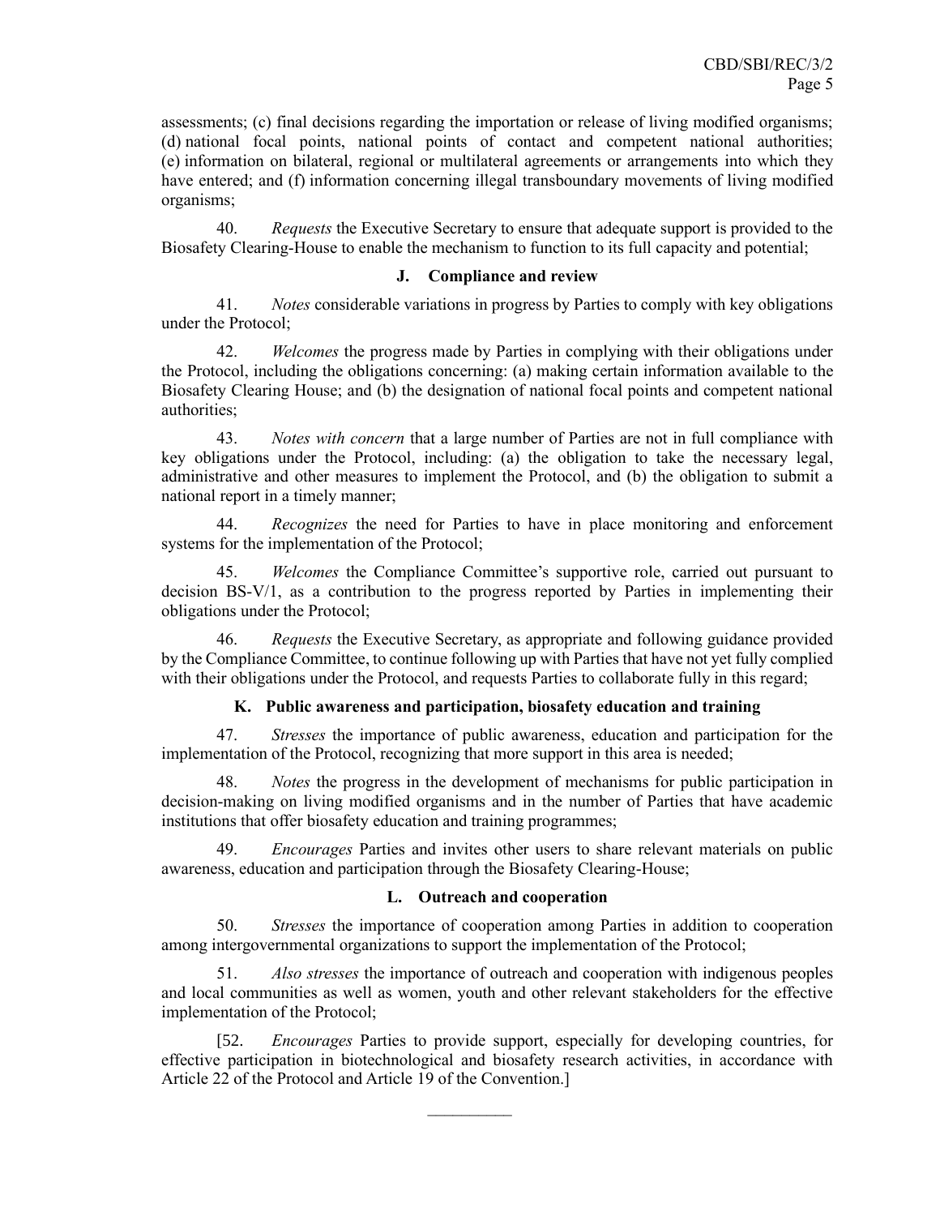assessments; (c) final decisions regarding the importation or release of living modified organisms; (d) national focal points, national points of contact and competent national authorities; (e) information on bilateral, regional or multilateral agreements or arrangements into which they have entered; and (f) information concerning illegal transboundary movements of living modified organisms;

40. *Requests* the Executive Secretary to ensure that adequate support is provided to the Biosafety Clearing-House to enable the mechanism to function to its full capacity and potential;

### J. Compliance and review

41. *Notes* considerable variations in progress by Parties to comply with key obligations under the Protocol;

42. *Welcomes* the progress made by Parties in complying with their obligations under the Protocol, including the obligations concerning: (a) making certain information available to the Biosafety Clearing House; and (b) the designation of national focal points and competent national authorities;

43. *Notes with concern* that a large number of Parties are not in full compliance with key obligations under the Protocol, including: (a) the obligation to take the necessary legal, administrative and other measures to implement the Protocol, and (b) the obligation to submit a national report in a timely manner;

44. *Recognizes* the need for Parties to have in place monitoring and enforcement systems for the implementation of the Protocol;

45. *Welcomes* the Compliance Committee's supportive role, carried out pursuant to decision BS-V/1, as a contribution to the progress reported by Parties in implementing their obligations under the Protocol;

46. *Requests* the Executive Secretary, as appropriate and following guidance provided by the Compliance Committee, to continue following up with Parties that have not yet fully complied with their obligations under the Protocol, and requests Parties to collaborate fully in this regard;

### K. Public awareness and participation, biosafety education and training

47. *Stresses* the importance of public awareness, education and participation for the implementation of the Protocol, recognizing that more support in this area is needed;

48. *Notes* the progress in the development of mechanisms for public participation in decision-making on living modified organisms and in the number of Parties that have academic institutions that offer biosafety education and training programmes;

49. *Encourages* Parties and invites other users to share relevant materials on public awareness, education and participation through the Biosafety Clearing-House;

### L. Outreach and cooperation

50. *Stresses* the importance of cooperation among Parties in addition to cooperation among intergovernmental organizations to support the implementation of the Protocol;

51. *Also stresses* the importance of outreach and cooperation with indigenous peoples and local communities as well as women, youth and other relevant stakeholders for the effective implementation of the Protocol;

[52. *Encourages* Parties to provide support, especially for developing countries, for effective participation in biotechnological and biosafety research activities, in accordance with Article 22 of the Protocol and Article 19 of the Convention.]

__________